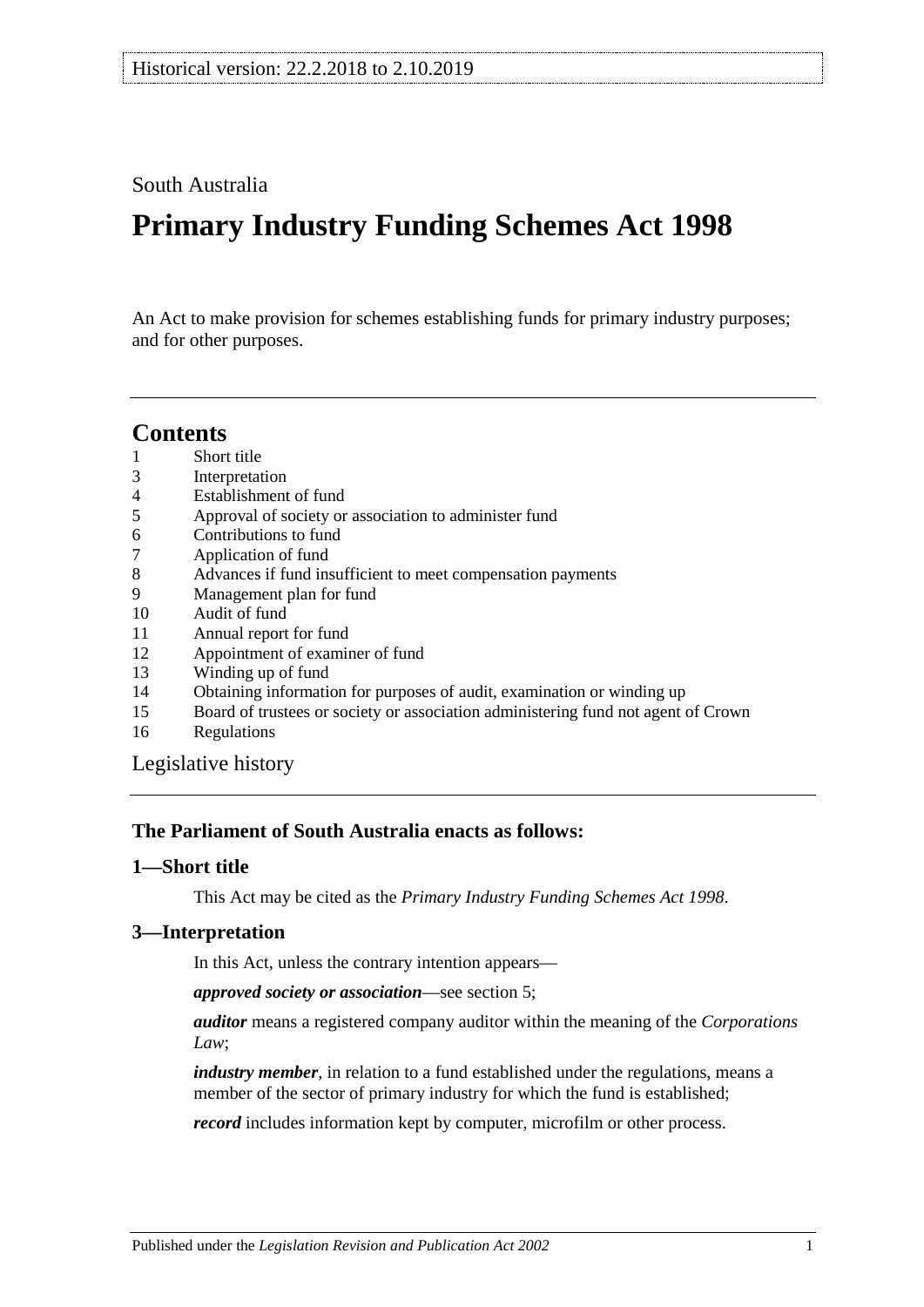Historical version: 22.2.2018 to 2.10.2019

South Australia

# Primary Industry Funding Schemes Act 1998

An Act to make provision for schemes establishing funds for primary industry purposes; and for other purposes.

## Contents

1 Short title
3 Interpretation
4 Establishment of fund
5 Approval of society or association to administer fund
6 Contributions to fund
7 Application of fund
8 Advances if fund insufficient to meet compensation payments
9 Management plan for fund
10 Audit of fund
11 Annual report for fund
12 Appointment of examiner of fund
13 Winding up of fund
14 Obtaining information for purposes of audit, examination or winding up
15 Board of trustees or society or association administering fund not agent of Crown
16 Regulations

Legislative history

### The Parliament of South Australia enacts as follows:

### 1—Short title

This Act may be cited as the *Primary Industry Funding Schemes Act 1998*.

### 3—Interpretation

In this Act, unless the contrary intention appears—

***approved society or association***—see section 5;

***auditor*** means a registered company auditor within the meaning of the *Corporations Law*;

***industry member***, in relation to a fund established under the regulations, means a member of the sector of primary industry for which the fund is established;

***record*** includes information kept by computer, microfilm or other process.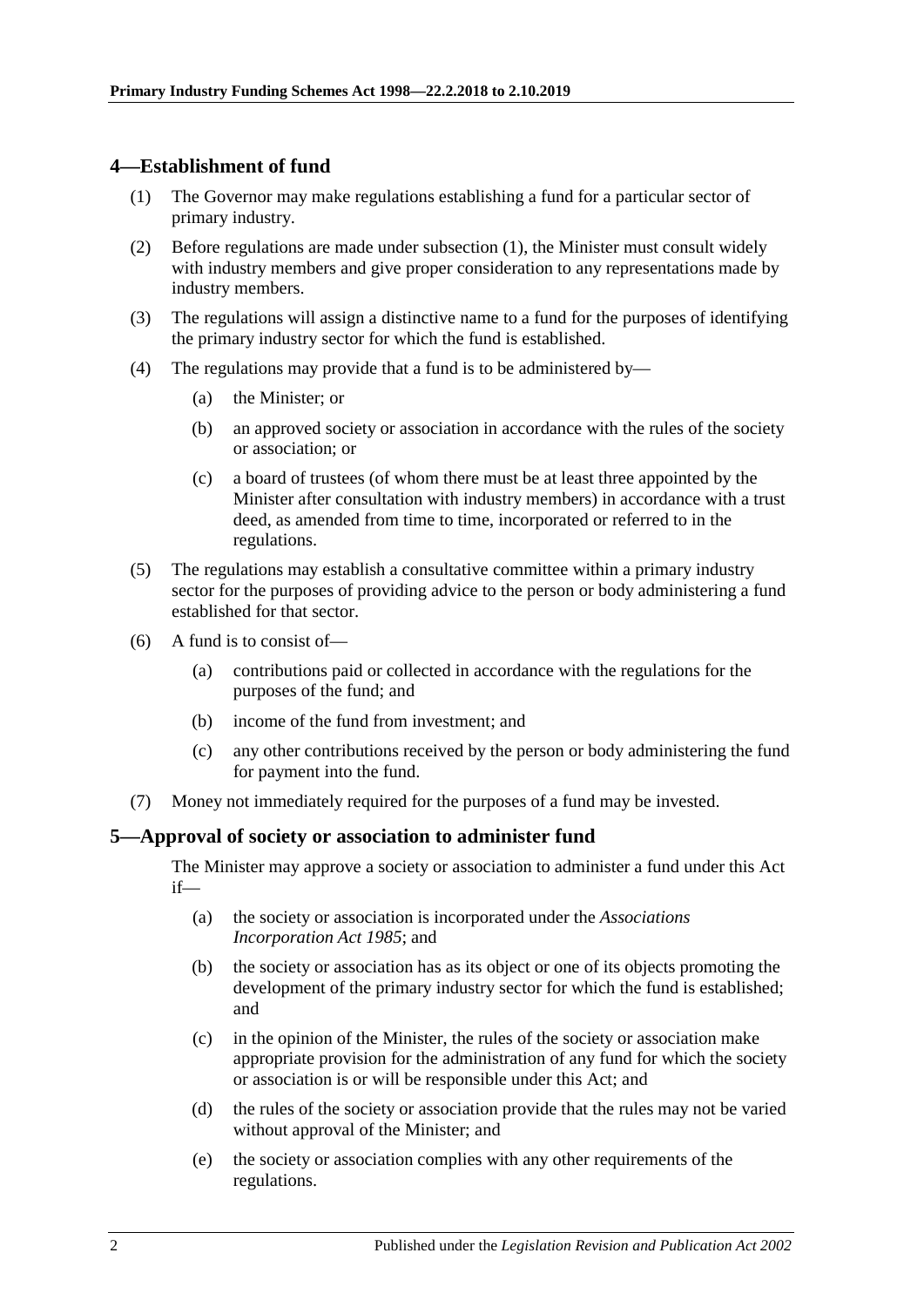## 4—Establishment of fund

(1) The Governor may make regulations establishing a fund for a particular sector of primary industry.

(2) Before regulations are made under subsection (1), the Minister must consult widely with industry members and give proper consideration to any representations made by industry members.

(3) The regulations will assign a distinctive name to a fund for the purposes of identifying the primary industry sector for which the fund is established.

(4) The regulations may provide that a fund is to be administered by—

  (a) the Minister; or

  (b) an approved society or association in accordance with the rules of the society or association; or

  (c) a board of trustees (of whom there must be at least three appointed by the Minister after consultation with industry members) in accordance with a trust deed, as amended from time to time, incorporated or referred to in the regulations.

(5) The regulations may establish a consultative committee within a primary industry sector for the purposes of providing advice to the person or body administering a fund established for that sector.

(6) A fund is to consist of—

  (a) contributions paid or collected in accordance with the regulations for the purposes of the fund; and

  (b) income of the fund from investment; and

  (c) any other contributions received by the person or body administering the fund for payment into the fund.

(7) Money not immediately required for the purposes of a fund may be invested.

## 5—Approval of society or association to administer fund

The Minister may approve a society or association to administer a fund under this Act if—

  (a) the society or association is incorporated under the *Associations Incorporation Act 1985*; and

  (b) the society or association has as its object or one of its objects promoting the development of the primary industry sector for which the fund is established; and

  (c) in the opinion of the Minister, the rules of the society or association make appropriate provision for the administration of any fund for which the society or association is or will be responsible under this Act; and

  (d) the rules of the society or association provide that the rules may not be varied without approval of the Minister; and

  (e) the society or association complies with any other requirements of the regulations.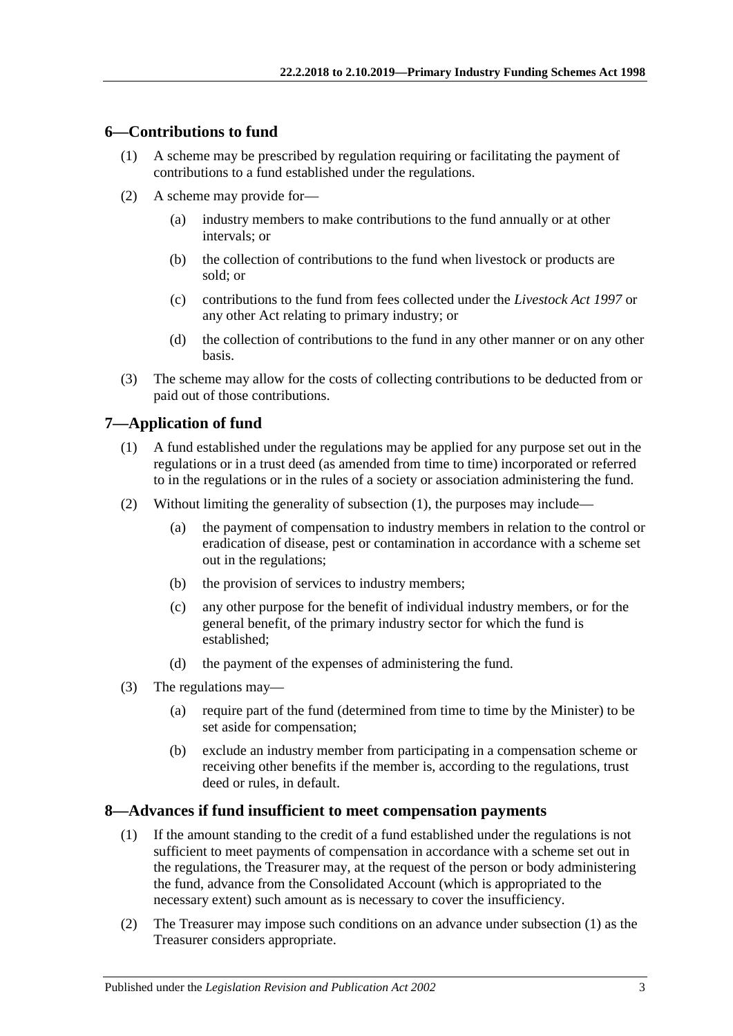## 6—Contributions to fund

(1) A scheme may be prescribed by regulation requiring or facilitating the payment of contributions to a fund established under the regulations.

(2) A scheme may provide for—

- (a) industry members to make contributions to the fund annually or at other intervals; or
- (b) the collection of contributions to the fund when livestock or products are sold; or
- (c) contributions to the fund from fees collected under the *Livestock Act 1997* or any other Act relating to primary industry; or
- (d) the collection of contributions to the fund in any other manner or on any other basis.

(3) The scheme may allow for the costs of collecting contributions to be deducted from or paid out of those contributions.

## 7—Application of fund

(1) A fund established under the regulations may be applied for any purpose set out in the regulations or in a trust deed (as amended from time to time) incorporated or referred to in the regulations or in the rules of a society or association administering the fund.

(2) Without limiting the generality of subsection (1), the purposes may include—

- (a) the payment of compensation to industry members in relation to the control or eradication of disease, pest or contamination in accordance with a scheme set out in the regulations;
- (b) the provision of services to industry members;
- (c) any other purpose for the benefit of individual industry members, or for the general benefit, of the primary industry sector for which the fund is established;
- (d) the payment of the expenses of administering the fund.

(3) The regulations may—

- (a) require part of the fund (determined from time to time by the Minister) to be set aside for compensation;
- (b) exclude an industry member from participating in a compensation scheme or receiving other benefits if the member is, according to the regulations, trust deed or rules, in default.

## 8—Advances if fund insufficient to meet compensation payments

(1) If the amount standing to the credit of a fund established under the regulations is not sufficient to meet payments of compensation in accordance with a scheme set out in the regulations, the Treasurer may, at the request of the person or body administering the fund, advance from the Consolidated Account (which is appropriated to the necessary extent) such amount as is necessary to cover the insufficiency.

(2) The Treasurer may impose such conditions on an advance under subsection (1) as the Treasurer considers appropriate.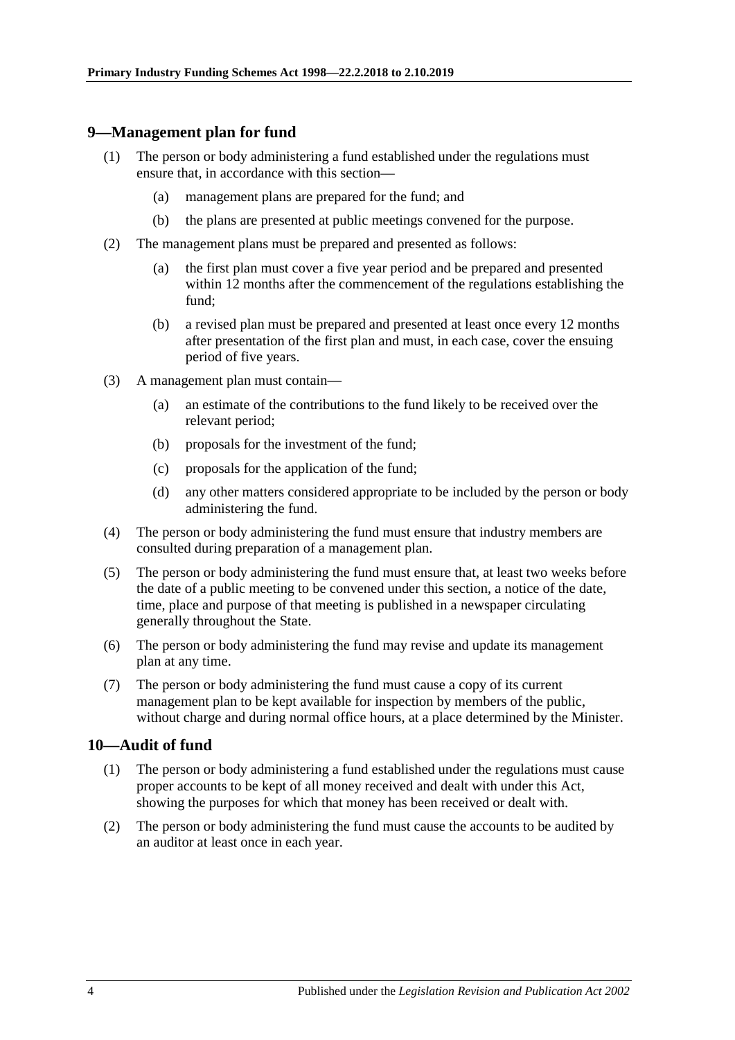## 9—Management plan for fund

(1) The person or body administering a fund established under the regulations must ensure that, in accordance with this section—

(a) management plans are prepared for the fund; and

(b) the plans are presented at public meetings convened for the purpose.

(2) The management plans must be prepared and presented as follows:

(a) the first plan must cover a five year period and be prepared and presented within 12 months after the commencement of the regulations establishing the fund;

(b) a revised plan must be prepared and presented at least once every 12 months after presentation of the first plan and must, in each case, cover the ensuing period of five years.

(3) A management plan must contain—

(a) an estimate of the contributions to the fund likely to be received over the relevant period;

(b) proposals for the investment of the fund;

(c) proposals for the application of the fund;

(d) any other matters considered appropriate to be included by the person or body administering the fund.

(4) The person or body administering the fund must ensure that industry members are consulted during preparation of a management plan.

(5) The person or body administering the fund must ensure that, at least two weeks before the date of a public meeting to be convened under this section, a notice of the date, time, place and purpose of that meeting is published in a newspaper circulating generally throughout the State.

(6) The person or body administering the fund may revise and update its management plan at any time.

(7) The person or body administering the fund must cause a copy of its current management plan to be kept available for inspection by members of the public, without charge and during normal office hours, at a place determined by the Minister.

## 10—Audit of fund

(1) The person or body administering a fund established under the regulations must cause proper accounts to be kept of all money received and dealt with under this Act, showing the purposes for which that money has been received or dealt with.

(2) The person or body administering the fund must cause the accounts to be audited by an auditor at least once in each year.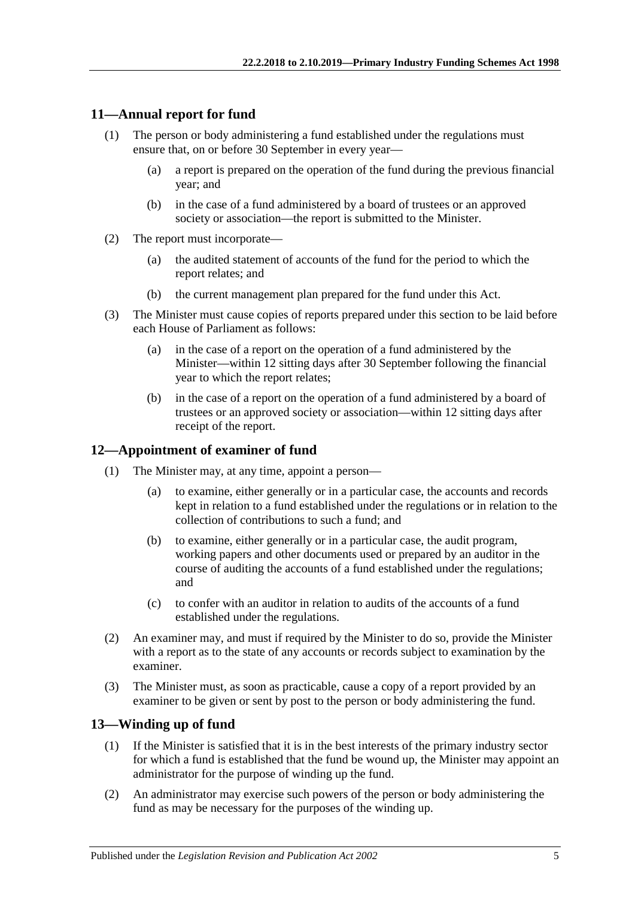## 11—Annual report for fund

(1) The person or body administering a fund established under the regulations must ensure that, on or before 30 September in every year—

(a) a report is prepared on the operation of the fund during the previous financial year; and

(b) in the case of a fund administered by a board of trustees or an approved society or association—the report is submitted to the Minister.

(2) The report must incorporate—

(a) the audited statement of accounts of the fund for the period to which the report relates; and

(b) the current management plan prepared for the fund under this Act.

(3) The Minister must cause copies of reports prepared under this section to be laid before each House of Parliament as follows:

(a) in the case of a report on the operation of a fund administered by the Minister—within 12 sitting days after 30 September following the financial year to which the report relates;

(b) in the case of a report on the operation of a fund administered by a board of trustees or an approved society or association—within 12 sitting days after receipt of the report.

## 12—Appointment of examiner of fund

(1) The Minister may, at any time, appoint a person—

(a) to examine, either generally or in a particular case, the accounts and records kept in relation to a fund established under the regulations or in relation to the collection of contributions to such a fund; and

(b) to examine, either generally or in a particular case, the audit program, working papers and other documents used or prepared by an auditor in the course of auditing the accounts of a fund established under the regulations; and

(c) to confer with an auditor in relation to audits of the accounts of a fund established under the regulations.

(2) An examiner may, and must if required by the Minister to do so, provide the Minister with a report as to the state of any accounts or records subject to examination by the examiner.

(3) The Minister must, as soon as practicable, cause a copy of a report provided by an examiner to be given or sent by post to the person or body administering the fund.

## 13—Winding up of fund

(1) If the Minister is satisfied that it is in the best interests of the primary industry sector for which a fund is established that the fund be wound up, the Minister may appoint an administrator for the purpose of winding up the fund.

(2) An administrator may exercise such powers of the person or body administering the fund as may be necessary for the purposes of the winding up.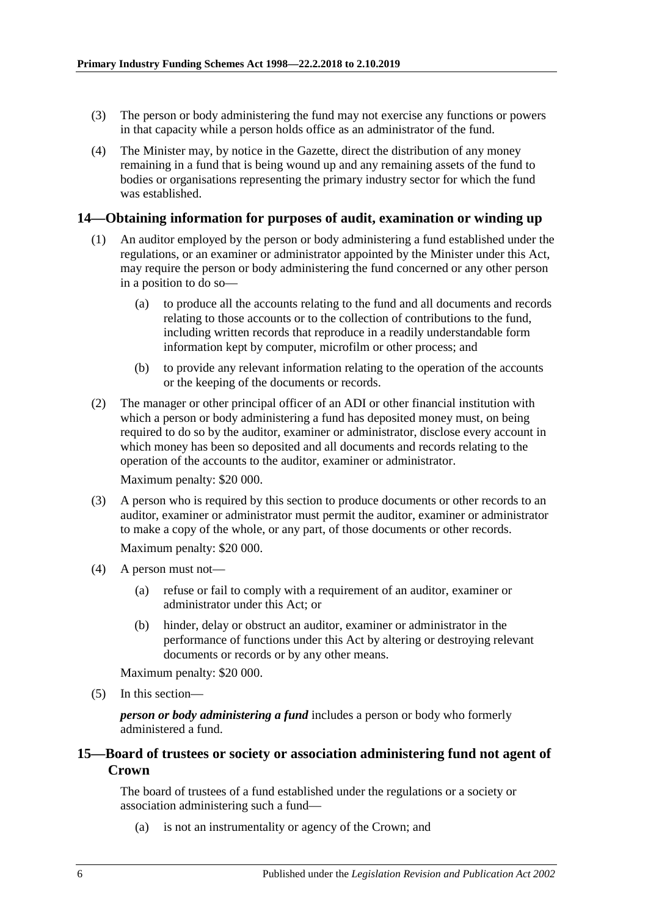(3) The person or body administering the fund may not exercise any functions or powers in that capacity while a person holds office as an administrator of the fund.

(4) The Minister may, by notice in the Gazette, direct the distribution of any money remaining in a fund that is being wound up and any remaining assets of the fund to bodies or organisations representing the primary industry sector for which the fund was established.

## 14—Obtaining information for purposes of audit, examination or winding up

(1) An auditor employed by the person or body administering a fund established under the regulations, or an examiner or administrator appointed by the Minister under this Act, may require the person or body administering the fund concerned or any other person in a position to do so—

  (a) to produce all the accounts relating to the fund and all documents and records relating to those accounts or to the collection of contributions to the fund, including written records that reproduce in a readily understandable form information kept by computer, microfilm or other process; and

  (b) to provide any relevant information relating to the operation of the accounts or the keeping of the documents or records.

(2) The manager or other principal officer of an ADI or other financial institution with which a person or body administering a fund has deposited money must, on being required to do so by the auditor, examiner or administrator, disclose every account in which money has been so deposited and all documents and records relating to the operation of the accounts to the auditor, examiner or administrator.

Maximum penalty: $20 000.

(3) A person who is required by this section to produce documents or other records to an auditor, examiner or administrator must permit the auditor, examiner or administrator to make a copy of the whole, or any part, of those documents or other records.

Maximum penalty: $20 000.

(4) A person must not—

  (a) refuse or fail to comply with a requirement of an auditor, examiner or administrator under this Act; or

  (b) hinder, delay or obstruct an auditor, examiner or administrator in the performance of functions under this Act by altering or destroying relevant documents or records or by any other means.

Maximum penalty: $20 000.

(5) In this section—

***person or body administering a fund*** includes a person or body who formerly administered a fund.

## 15—Board of trustees or society or association administering fund not agent of Crown

The board of trustees of a fund established under the regulations or a society or association administering such a fund—

  (a) is not an instrumentality or agency of the Crown; and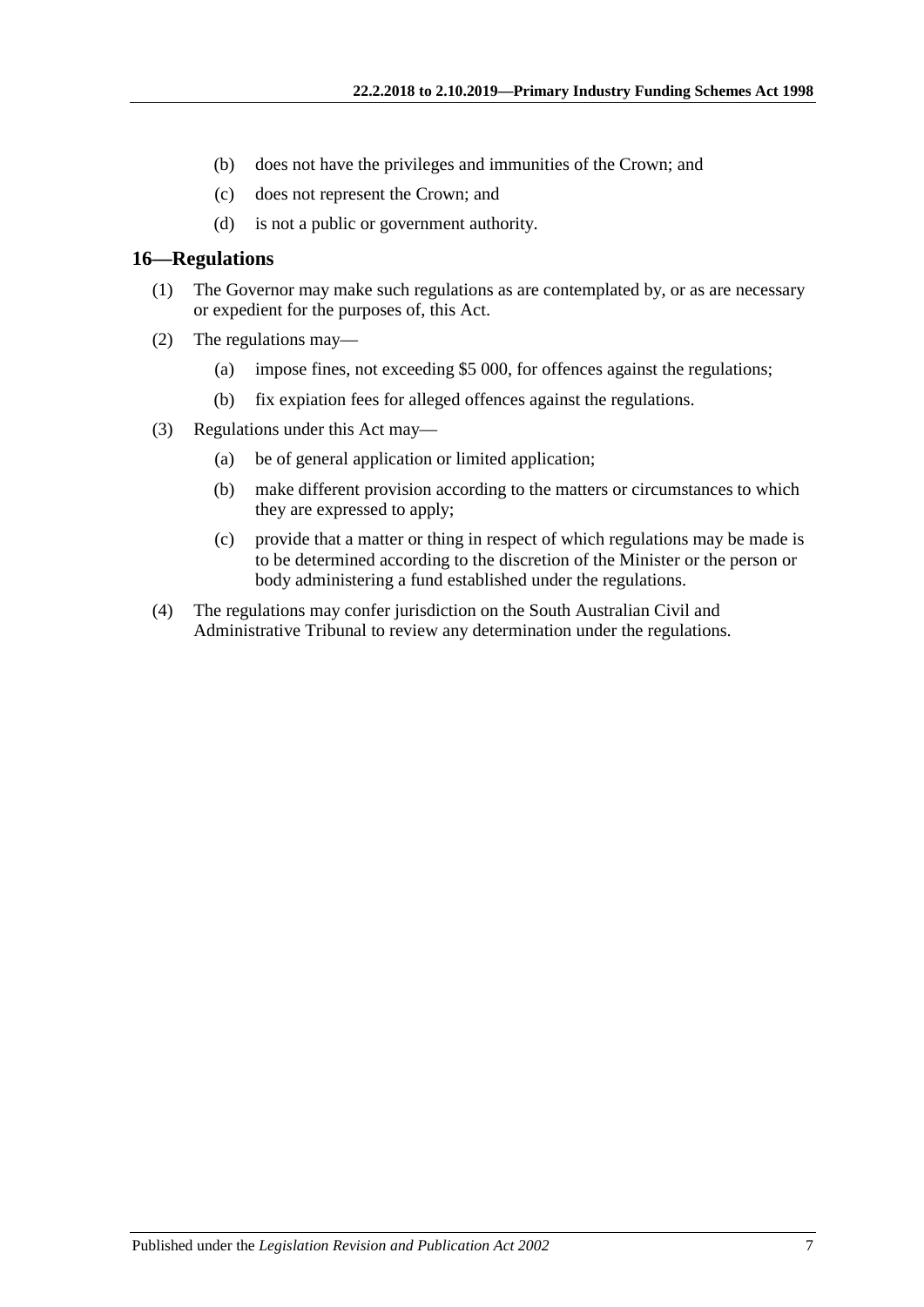(b) does not have the privileges and immunities of the Crown; and

(c) does not represent the Crown; and

(d) is not a public or government authority.

## 16—Regulations

(1) The Governor may make such regulations as are contemplated by, or as are necessary or expedient for the purposes of, this Act.

(2) The regulations may—

(a) impose fines, not exceeding $5 000, for offences against the regulations;

(b) fix expiation fees for alleged offences against the regulations.

(3) Regulations under this Act may—

(a) be of general application or limited application;

(b) make different provision according to the matters or circumstances to which they are expressed to apply;

(c) provide that a matter or thing in respect of which regulations may be made is to be determined according to the discretion of the Minister or the person or body administering a fund established under the regulations.

(4) The regulations may confer jurisdiction on the South Australian Civil and Administrative Tribunal to review any determination under the regulations.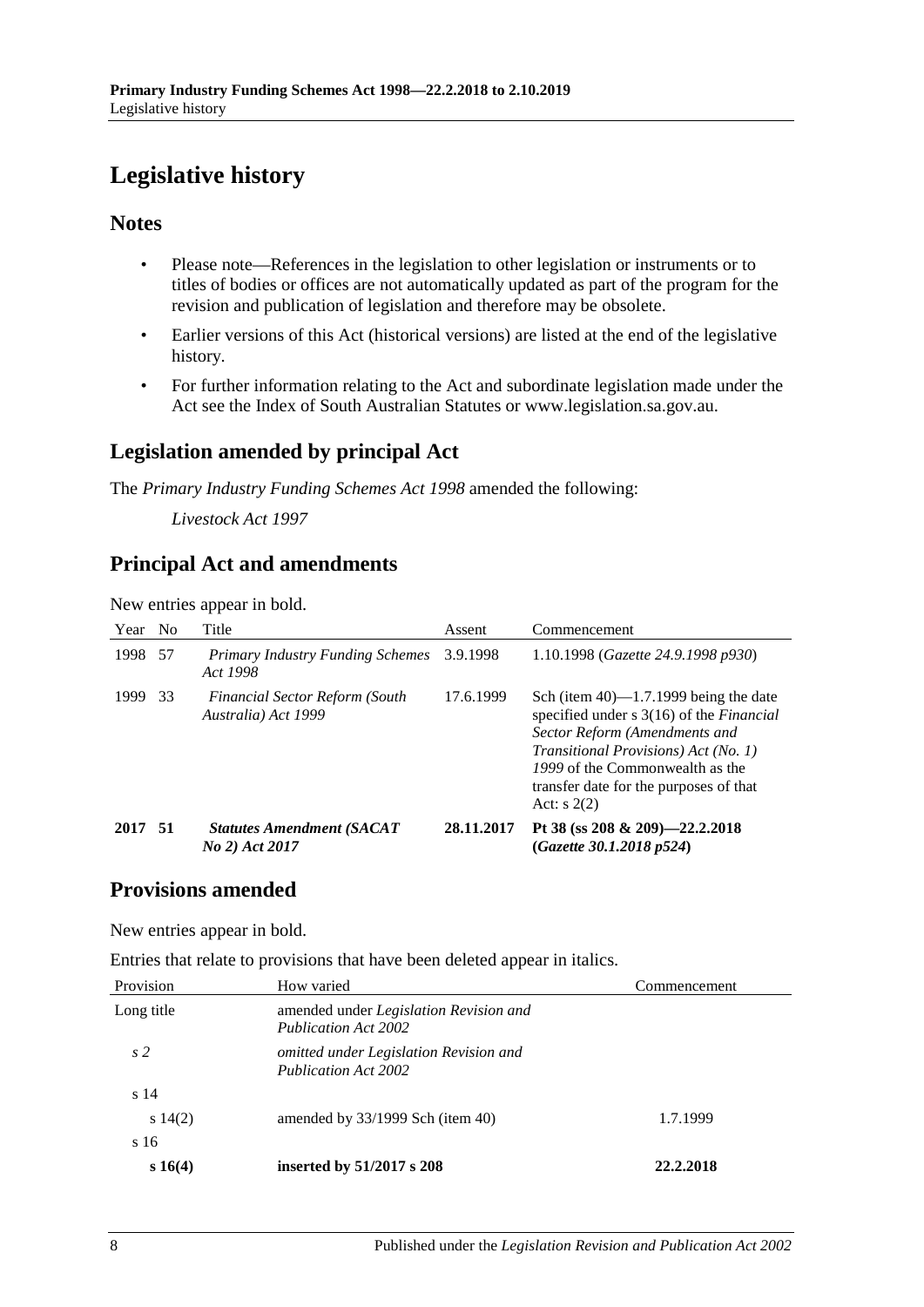# Legislative history

## Notes

- Please note—References in the legislation to other legislation or instruments or to titles of bodies or offices are not automatically updated as part of the program for the revision and publication of legislation and therefore may be obsolete.
- Earlier versions of this Act (historical versions) are listed at the end of the legislative history.
- For further information relating to the Act and subordinate legislation made under the Act see the Index of South Australian Statutes or www.legislation.sa.gov.au.

## Legislation amended by principal Act

The *Primary Industry Funding Schemes Act 1998* amended the following:

*Livestock Act 1997*

## Principal Act and amendments

New entries appear in bold.

| Year | No | Title | Assent | Commencement |
|---|---|---|---|---|
| 1998 | 57 | *Primary Industry Funding Schemes Act 1998* | 3.9.1998 | 1.10.1998 (*Gazette 24.9.1998 p930*) |
| 1999 | 33 | *Financial Sector Reform (South Australia) Act 1999* | 17.6.1999 | Sch (item 40)—1.7.1999 being the date specified under s 3(16) of the *Financial Sector Reform (Amendments and Transitional Provisions) Act (No. 1) 1999* of the Commonwealth as the transfer date for the purposes of that Act: s 2(2) |
| **2017** | **51** | ***Statutes Amendment (SACAT No 2) Act 2017*** | **28.11.2017** | **Pt 38 (ss 208 & 209)—22.2.2018 (*Gazette 30.1.2018 p524*)** |

## Provisions amended

New entries appear in bold.

Entries that relate to provisions that have been deleted appear in italics.

| Provision | How varied | Commencement |
|---|---|---|
| Long title | amended under *Legislation Revision and Publication Act 2002* | |
| *s 2* | *omitted under Legislation Revision and Publication Act 2002* | |
| s 14 | | |
| s 14(2) | amended by 33/1999 Sch (item 40) | 1.7.1999 |
| s 16 | | |
| **s 16(4)** | **inserted by 51/2017 s 208** | **22.2.2018** |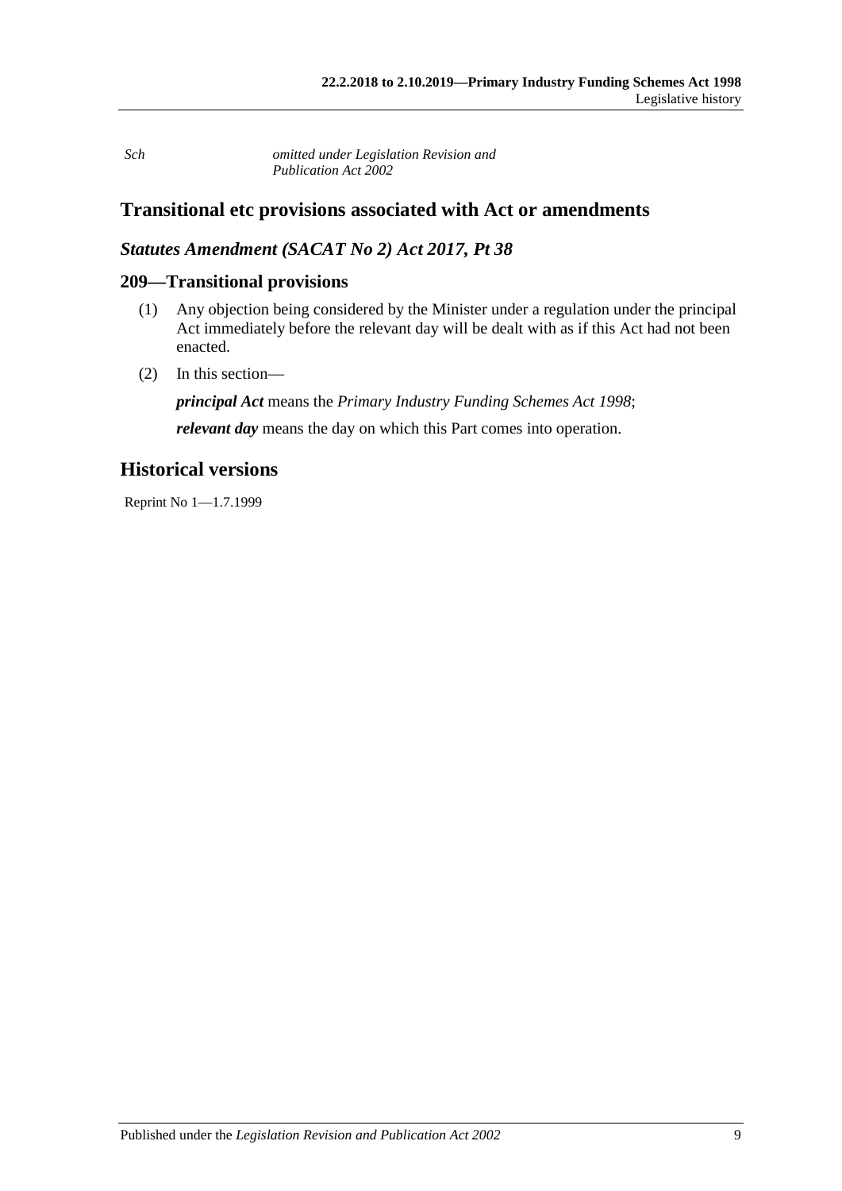| | |
|---|---|
| *Sch* | *omitted under Legislation Revision and Publication Act 2002* |

## Transitional etc provisions associated with Act or amendments

### *Statutes Amendment (SACAT No 2) Act 2017, Pt 38*

### 209—Transitional provisions

(1) Any objection being considered by the Minister under a regulation under the principal Act immediately before the relevant day will be dealt with as if this Act had not been enacted.

(2) In this section—

***principal Act*** means the *Primary Industry Funding Schemes Act 1998*;

***relevant day*** means the day on which this Part comes into operation.

## Historical versions

Reprint No 1—1.7.1999